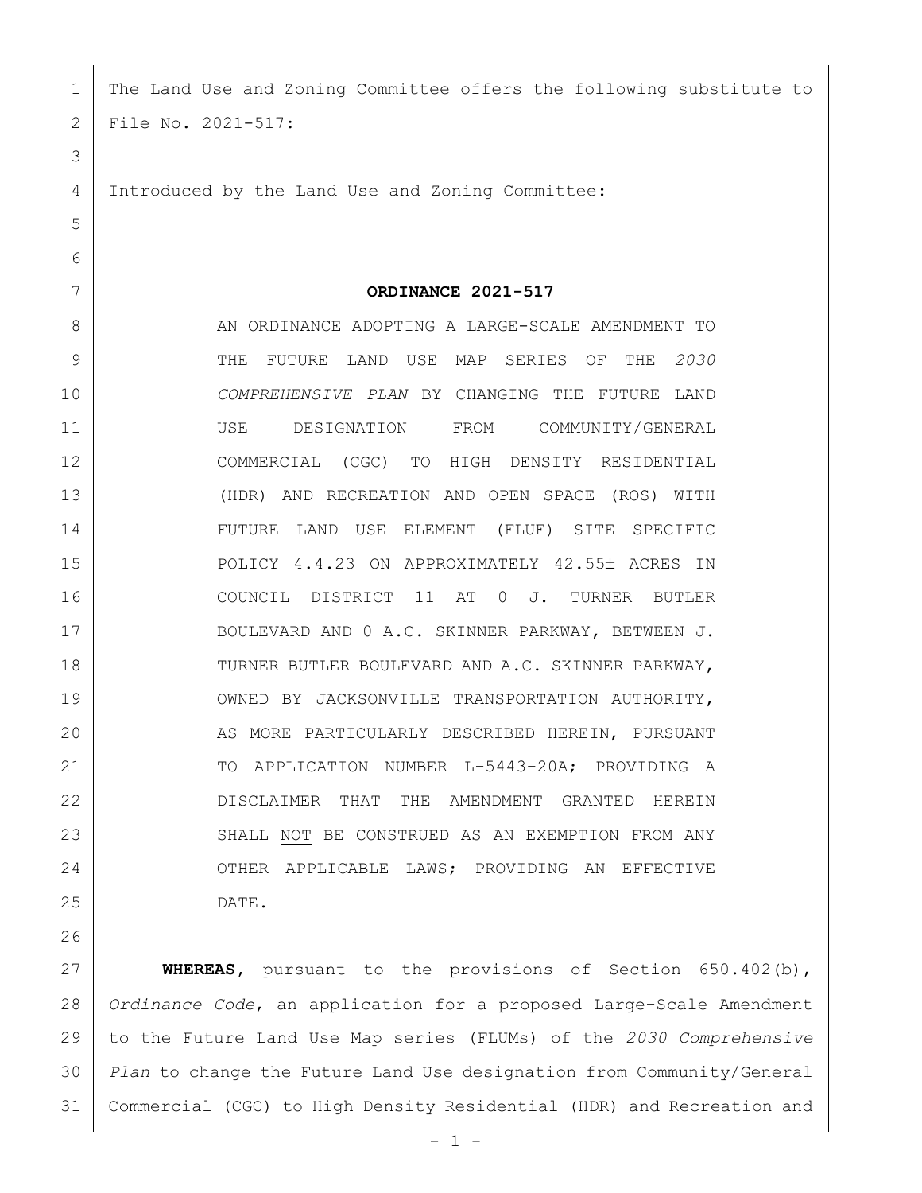The Land Use and Zoning Committee offers the following substitute to File No. 2021-517:

Introduced by the Land Use and Zoning Committee:

**ORDINANCE 2021-517**

AN ORDINANCE ADOPTING A LARGE-SCALE AMENDMENT TO THE FUTURE LAND USE MAP SERIES OF THE *2030 COMPREHENSIVE PLAN* BY CHANGING THE FUTURE LAND USE DESIGNATION FROM COMMUNITY/GENERAL COMMERCIAL (CGC) TO HIGH DENSITY RESIDENTIAL (HDR) AND RECREATION AND OPEN SPACE (ROS) WITH FUTURE LAND USE ELEMENT (FLUE) SITE SPECIFIC POLICY 4.4.23 ON APPROXIMATELY 42.55± ACRES IN COUNCIL DISTRICT 11 AT 0 J. TURNER BUTLER BOULEVARD AND 0 A.C. SKINNER PARKWAY, BETWEEN J. TURNER BUTLER BOULEVARD AND A.C. SKINNER PARKWAY, OWNED BY JACKSONVILLE TRANSPORTATION AUTHORITY, AS MORE PARTICULARLY DESCRIBED HEREIN, PURSUANT TO APPLICATION NUMBER L-5443-20A; PROVIDING A DISCLAIMER THAT THE AMENDMENT GRANTED HEREIN SHALL NOT BE CONSTRUED AS AN EXEMPTION FROM ANY OTHER APPLICABLE LAWS; PROVIDING AN EFFECTIVE DATE.

**WHEREAS**, pursuant to the provisions of Section 650.402(b), *Ordinance Code*, an application for a proposed Large-Scale Amendment to the Future Land Use Map series (FLUMs) of the *2030 Comprehensive Plan* to change the Future Land Use designation from Community/General Commercial (CGC) to High Density Residential (HDR) and Recreation and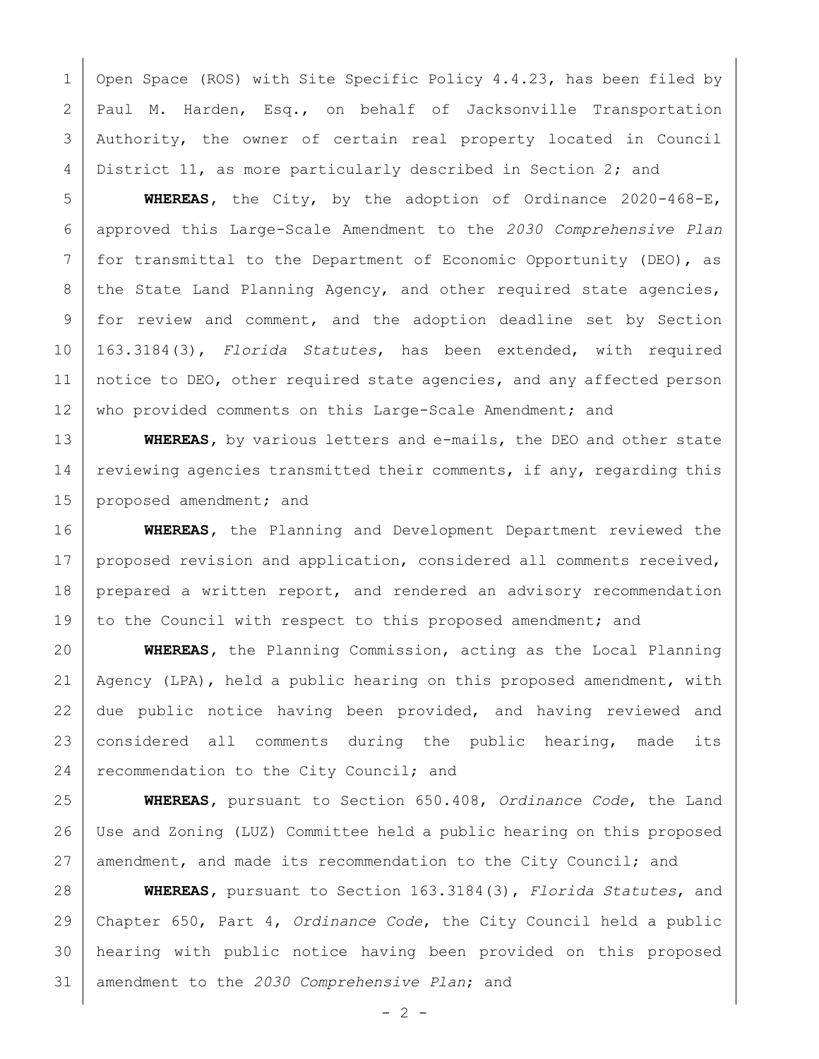Open Space (ROS) with Site Specific Policy 4.4.23, has been filed by Paul M. Harden, Esq., on behalf of Jacksonville Transportation Authority, the owner of certain real property located in Council District 11, as more particularly described in Section 2; and

**WHEREAS**, the City, by the adoption of Ordinance 2020-468-E, approved this Large-Scale Amendment to the *2030 Comprehensive Plan* for transmittal to the Department of Economic Opportunity (DEO), as the State Land Planning Agency, and other required state agencies, for review and comment, and the adoption deadline set by Section 163.3184(3), *Florida Statutes*, has been extended, with required notice to DEO, other required state agencies, and any affected person who provided comments on this Large-Scale Amendment; and

**WHEREAS**, by various letters and e-mails, the DEO and other state reviewing agencies transmitted their comments, if any, regarding this proposed amendment; and

**WHEREAS**, the Planning and Development Department reviewed the proposed revision and application, considered all comments received, prepared a written report, and rendered an advisory recommendation to the Council with respect to this proposed amendment; and

**WHEREAS**, the Planning Commission, acting as the Local Planning Agency (LPA), held a public hearing on this proposed amendment, with due public notice having been provided, and having reviewed and considered all comments during the public hearing, made its recommendation to the City Council; and

**WHEREAS**, pursuant to Section 650.408, *Ordinance Code*, the Land Use and Zoning (LUZ) Committee held a public hearing on this proposed amendment, and made its recommendation to the City Council; and

**WHEREAS**, pursuant to Section 163.3184(3), *Florida Statutes*, and Chapter 650, Part 4, *Ordinance Code*, the City Council held a public hearing with public notice having been provided on this proposed amendment to the *2030 Comprehensive Plan*; and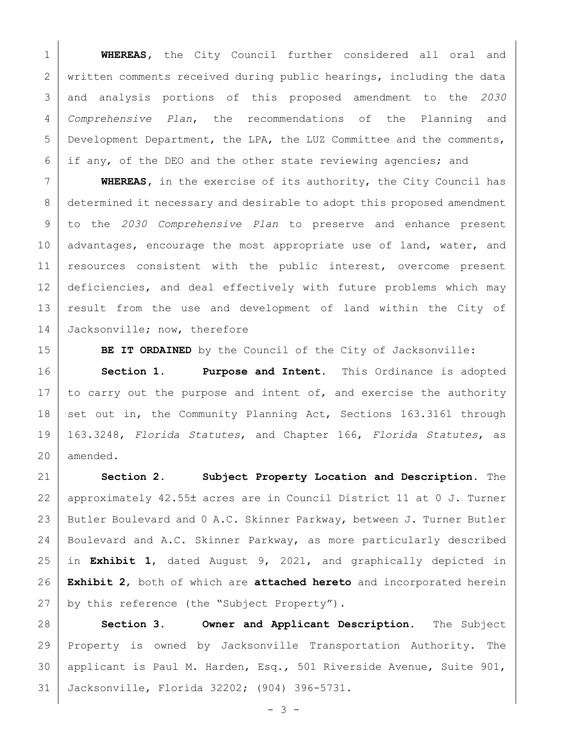**WHEREAS**, the City Council further considered all oral and written comments received during public hearings, including the data and analysis portions of this proposed amendment to the *2030 Comprehensive Plan*, the recommendations of the Planning and Development Department, the LPA, the LUZ Committee and the comments, if any, of the DEO and the other state reviewing agencies; and

**WHEREAS**, in the exercise of its authority, the City Council has determined it necessary and desirable to adopt this proposed amendment to the *2030 Comprehensive Plan* to preserve and enhance present advantages, encourage the most appropriate use of land, water, and resources consistent with the public interest, overcome present deficiencies, and deal effectively with future problems which may result from the use and development of land within the City of Jacksonville; now, therefore

**BE IT ORDAINED** by the Council of the City of Jacksonville:

**Section 1. Purpose and Intent.** This Ordinance is adopted to carry out the purpose and intent of, and exercise the authority set out in, the Community Planning Act, Sections 163.3161 through 163.3248, *Florida Statutes*, and Chapter 166, *Florida Statutes*, as amended.

**Section 2. Subject Property Location and Description.** The approximately 42.55± acres are in Council District 11 at 0 J. Turner Butler Boulevard and 0 A.C. Skinner Parkway, between J. Turner Butler Boulevard and A.C. Skinner Parkway, as more particularly described in **Exhibit 1**, dated August 9, 2021, and graphically depicted in **Exhibit 2**, both of which are **attached hereto** and incorporated herein by this reference (the "Subject Property").

**Section 3. Owner and Applicant Description.** The Subject Property is owned by Jacksonville Transportation Authority. The applicant is Paul M. Harden, Esq., 501 Riverside Avenue, Suite 901, Jacksonville, Florida 32202; (904) 396-5731.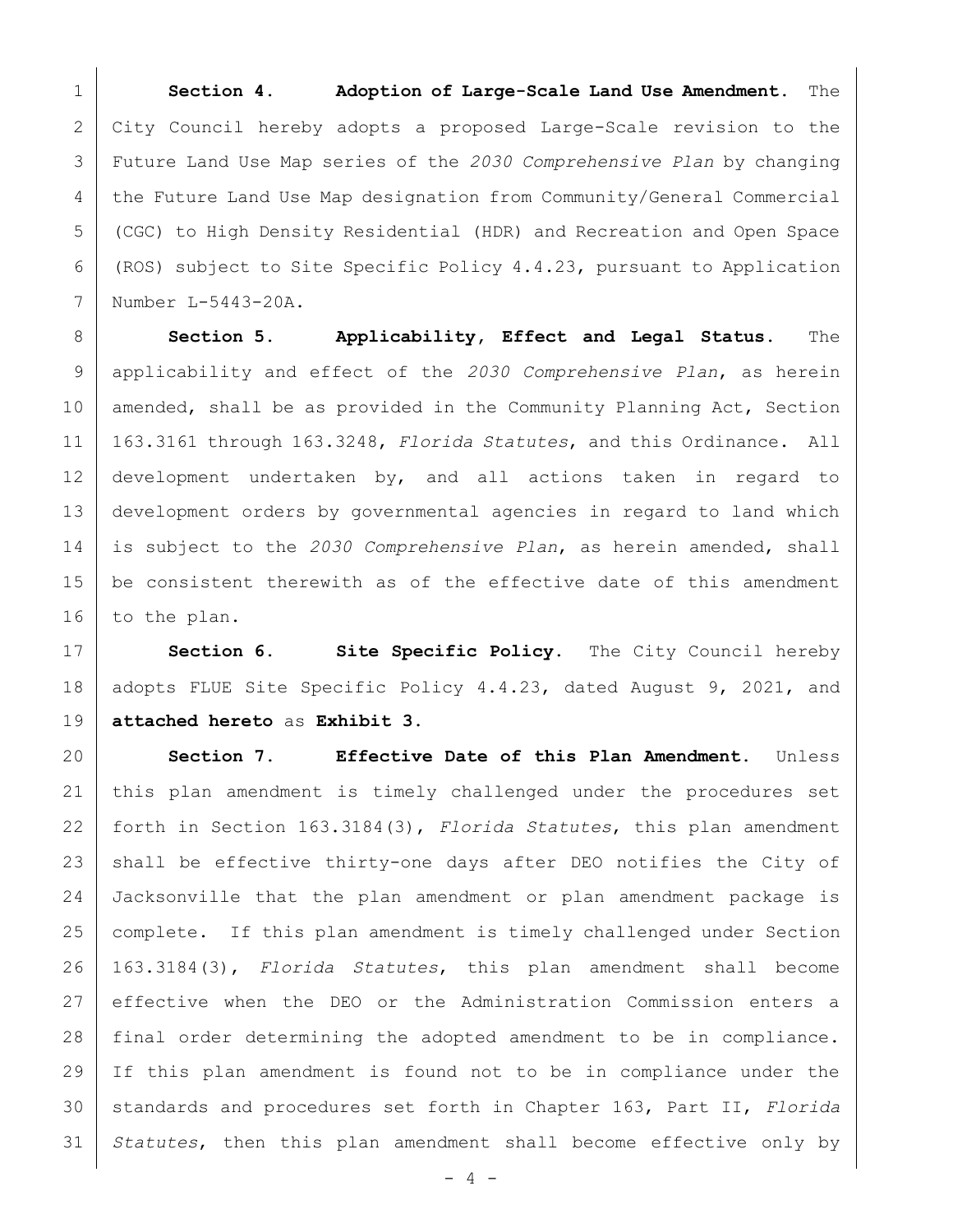**Section 4. Adoption of Large-Scale Land Use Amendment.** The City Council hereby adopts a proposed Large-Scale revision to the Future Land Use Map series of the *2030 Comprehensive Plan* by changing the Future Land Use Map designation from Community/General Commercial (CGC) to High Density Residential (HDR) and Recreation and Open Space (ROS) subject to Site Specific Policy 4.4.23, pursuant to Application Number L-5443-20A.

**Section 5. Applicability, Effect and Legal Status.** The applicability and effect of the *2030 Comprehensive Plan*, as herein amended, shall be as provided in the Community Planning Act, Section 163.3161 through 163.3248, *Florida Statutes*, and this Ordinance. All development undertaken by, and all actions taken in regard to development orders by governmental agencies in regard to land which is subject to the *2030 Comprehensive Plan*, as herein amended, shall be consistent therewith as of the effective date of this amendment to the plan.

**Section 6. Site Specific Policy.** The City Council hereby adopts FLUE Site Specific Policy 4.4.23, dated August 9, 2021, and **attached hereto** as **Exhibit 3**.

**Section 7. Effective Date of this Plan Amendment.** Unless this plan amendment is timely challenged under the procedures set forth in Section 163.3184(3), *Florida Statutes*, this plan amendment shall be effective thirty-one days after DEO notifies the City of Jacksonville that the plan amendment or plan amendment package is complete. If this plan amendment is timely challenged under Section 163.3184(3), *Florida Statutes*, this plan amendment shall become effective when the DEO or the Administration Commission enters a final order determining the adopted amendment to be in compliance. If this plan amendment is found not to be in compliance under the standards and procedures set forth in Chapter 163, Part II, *Florida Statutes*, then this plan amendment shall become effective only by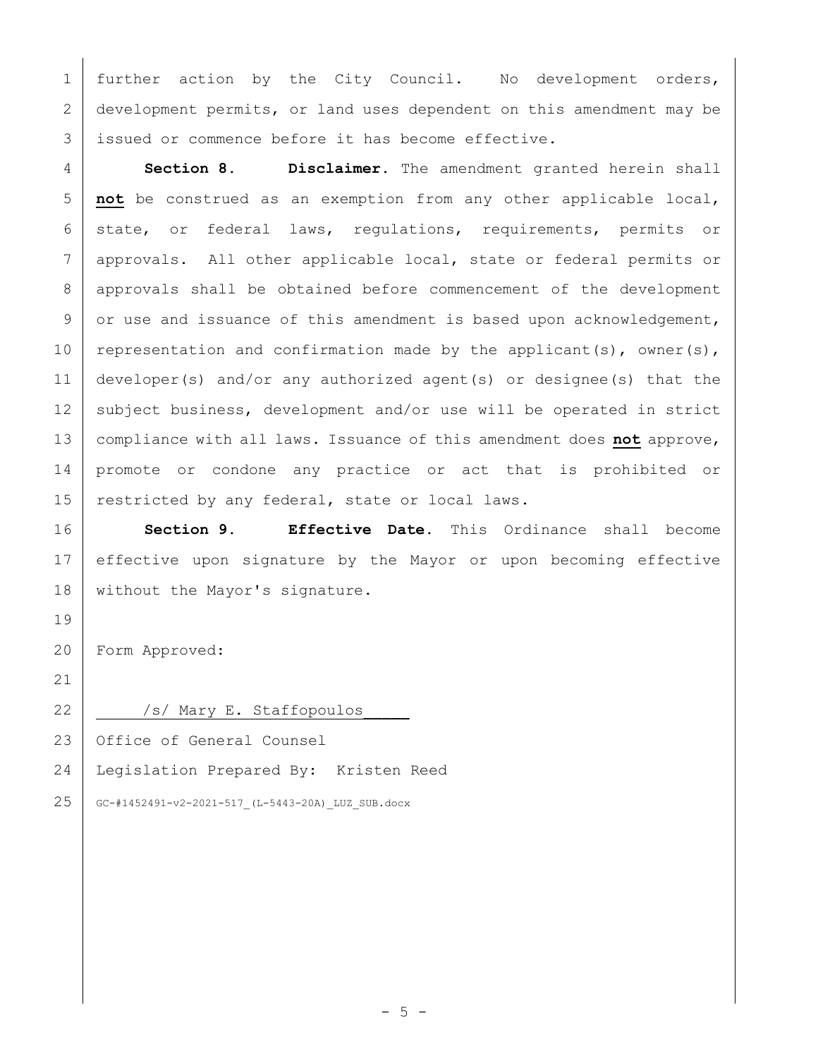further action by the City Council. No development orders, development permits, or land uses dependent on this amendment may be issued or commence before it has become effective.

**Section 8. Disclaimer.** The amendment granted herein shall **not** be construed as an exemption from any other applicable local, state, or federal laws, regulations, requirements, permits or approvals. All other applicable local, state or federal permits or approvals shall be obtained before commencement of the development or use and issuance of this amendment is based upon acknowledgement, representation and confirmation made by the applicant(s), owner(s), developer(s) and/or any authorized agent(s) or designee(s) that the subject business, development and/or use will be operated in strict compliance with all laws. Issuance of this amendment does **not** approve, promote or condone any practice or act that is prohibited or restricted by any federal, state or local laws.

**Section 9. Effective Date.** This Ordinance shall become effective upon signature by the Mayor or upon becoming effective without the Mayor's signature.

Form Approved:

/s/ Mary E. Staffopoulos

Office of General Counsel

Legislation Prepared By: Kristen Reed

GC-#1452491-v2-2021-517_(L-5443-20A)_LUZ_SUB.docx